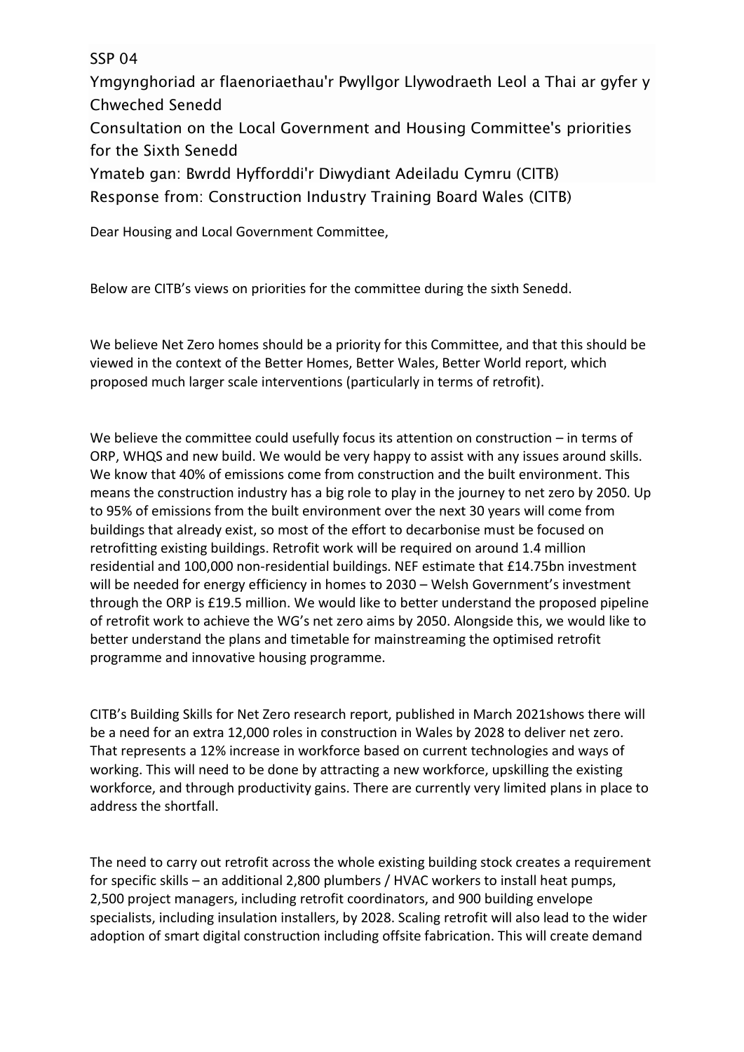SSP 04

Ymgynghoriad ar flaenoriaethau'r Pwyllgor Llywodraeth Leol a Thai ar gyfer y Chweched Senedd

Consultation on the Local Government and Housing Committee's priorities for the Sixth Senedd

Ymateb gan: Bwrdd Hyfforddi'r Diwydiant Adeiladu Cymru (CITB)

Response from: Construction Industry Training Board Wales (CITB)

Dear Housing and Local Government Committee,

Below are CITB's views on priorities for the committee during the sixth Senedd.

We believe Net Zero homes should be a priority for this Committee, and that this should be viewed in the context of the Better Homes, Better Wales, Better World report, which proposed much larger scale interventions (particularly in terms of retrofit).

We believe the committee could usefully focus its attention on construction – in terms of ORP, WHQS and new build. We would be very happy to assist with any issues around skills. We know that 40% of emissions come from construction and the built environment. This means the construction industry has a big role to play in the journey to net zero by 2050. Up to 95% of emissions from the built environment over the next 30 years will come from buildings that already exist, so most of the effort to decarbonise must be focused on retrofitting existing buildings. Retrofit work will be required on around 1.4 million residential and 100,000 non-residential buildings. NEF estimate that £14.75bn investment will be needed for energy efficiency in homes to 2030 – Welsh Government's investment through the ORP is £19.5 million. We would like to better understand the proposed pipeline of retrofit work to achieve the WG's net zero aims by 2050. Alongside this, we would like to better understand the plans and timetable for mainstreaming the optimised retrofit programme and innovative housing programme.

CITB's Building Skills for Net Zero research report, published in March 2021shows there will be a need for an extra 12,000 roles in construction in Wales by 2028 to deliver net zero. That represents a 12% increase in workforce based on current technologies and ways of working. This will need to be done by attracting a new workforce, upskilling the existing workforce, and through productivity gains. There are currently very limited plans in place to address the shortfall.

The need to carry out retrofit across the whole existing building stock creates a requirement for specific skills – an additional 2,800 plumbers / HVAC workers to install heat pumps, 2,500 project managers, including retrofit coordinators, and 900 building envelope specialists, including insulation installers, by 2028. Scaling retrofit will also lead to the wider adoption of smart digital construction including offsite fabrication. This will create demand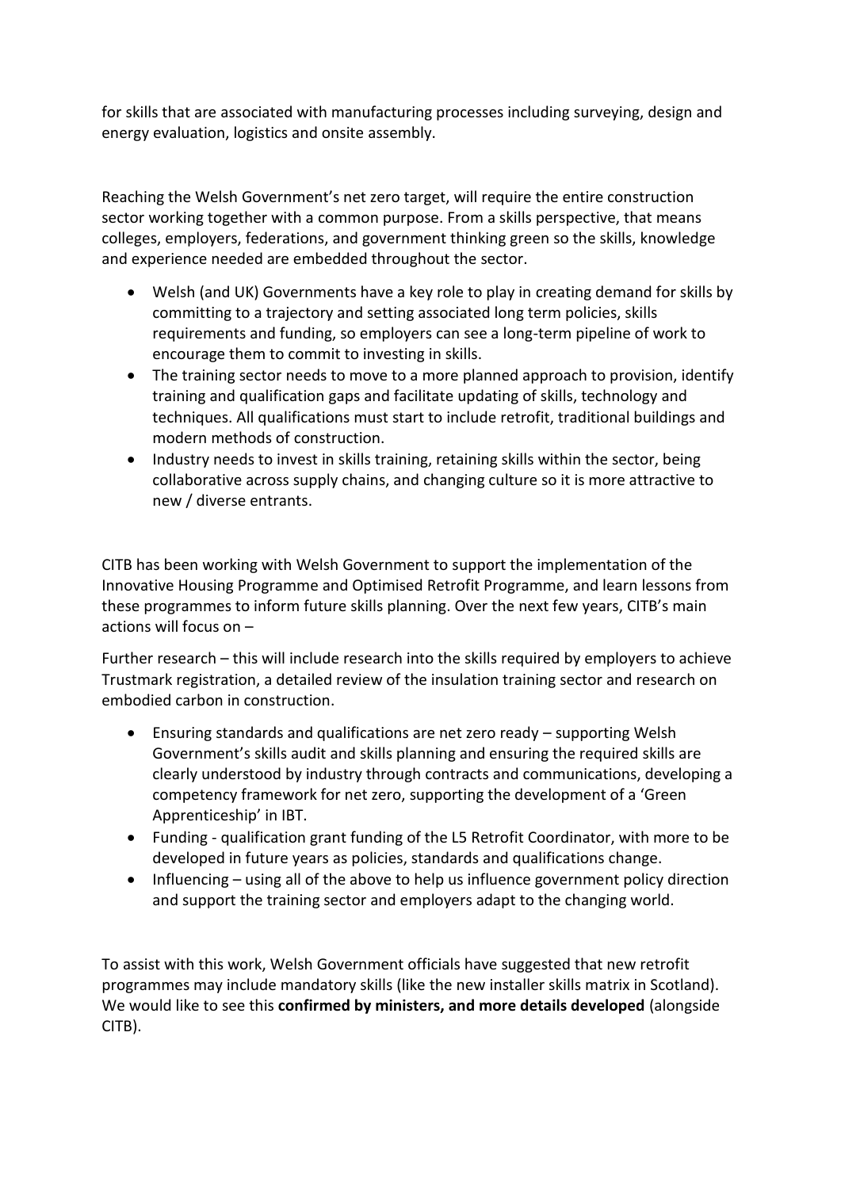for skills that are associated with manufacturing processes including surveying, design and energy evaluation, logistics and onsite assembly.

Reaching the Welsh Government's net zero target, will require the entire construction sector working together with a common purpose. From a skills perspective, that means colleges, employers, federations, and government thinking green so the skills, knowledge and experience needed are embedded throughout the sector.

- Welsh (and UK) Governments have a key role to play in creating demand for skills by committing to a trajectory and setting associated long term policies, skills requirements and funding, so employers can see a long-term pipeline of work to encourage them to commit to investing in skills.
- The training sector needs to move to a more planned approach to provision, identify training and qualification gaps and facilitate updating of skills, technology and techniques. All qualifications must start to include retrofit, traditional buildings and modern methods of construction.
- Industry needs to invest in skills training, retaining skills within the sector, being collaborative across supply chains, and changing culture so it is more attractive to new / diverse entrants.

CITB has been working with Welsh Government to support the implementation of the Innovative Housing Programme and Optimised Retrofit Programme, and learn lessons from these programmes to inform future skills planning. Over the next few years, CITB's main actions will focus on –

Further research – this will include research into the skills required by employers to achieve Trustmark registration, a detailed review of the insulation training sector and research on embodied carbon in construction.

- Ensuring standards and qualifications are net zero ready – supporting Welsh Government's skills audit and skills planning and ensuring the required skills are clearly understood by industry through contracts and communications, developing a competency framework for net zero, supporting the development of a 'Green Apprenticeship' in IBT.
- Funding - qualification grant funding of the L5 Retrofit Coordinator, with more to be developed in future years as policies, standards and qualifications change.
- Influencing – using all of the above to help us influence government policy direction and support the training sector and employers adapt to the changing world.

To assist with this work, Welsh Government officials have suggested that new retrofit programmes may include mandatory skills (like the new installer skills matrix in Scotland). We would like to see this **confirmed by ministers, and more details developed** (alongside CITB).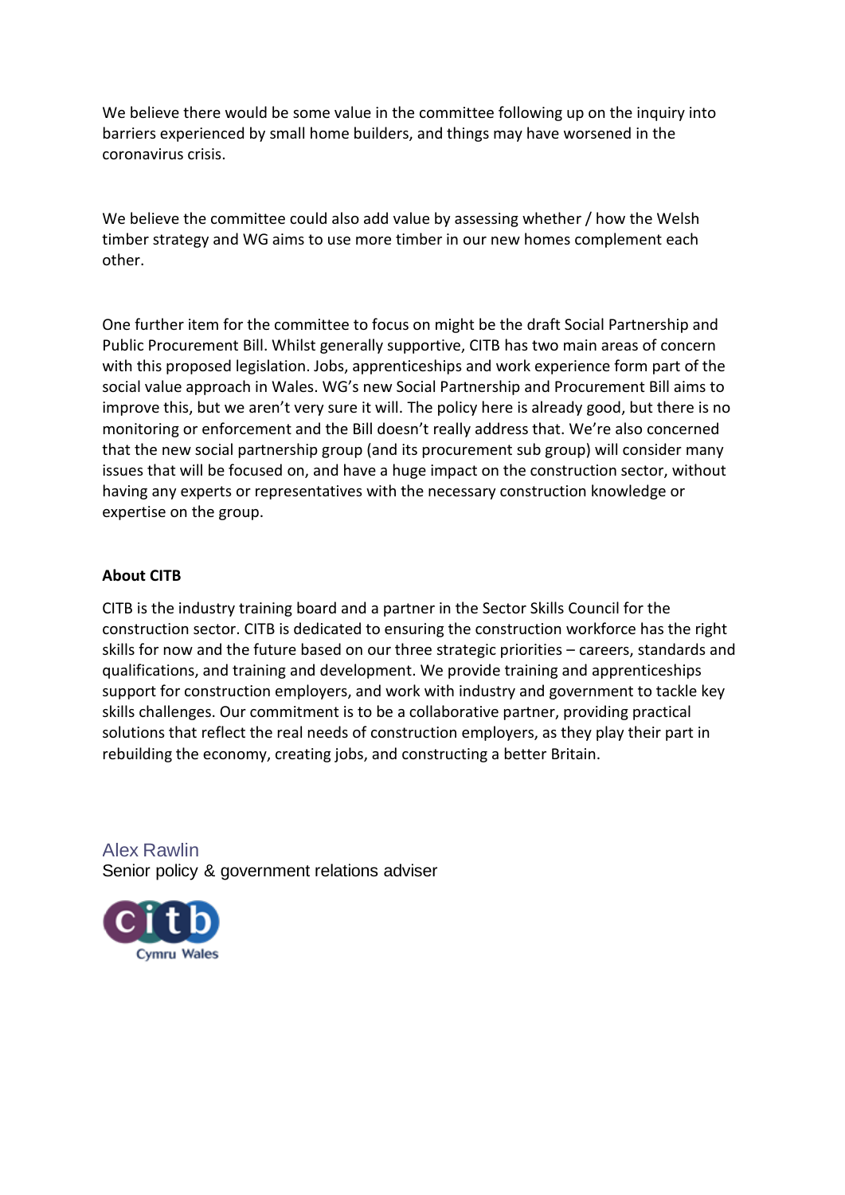We believe there would be some value in the committee following up on the inquiry into barriers experienced by small home builders, and things may have worsened in the coronavirus crisis.

We believe the committee could also add value by assessing whether / how the Welsh timber strategy and WG aims to use more timber in our new homes complement each other.

One further item for the committee to focus on might be the draft Social Partnership and Public Procurement Bill. Whilst generally supportive, CITB has two main areas of concern with this proposed legislation. Jobs, apprenticeships and work experience form part of the social value approach in Wales. WG's new Social Partnership and Procurement Bill aims to improve this, but we aren't very sure it will. The policy here is already good, but there is no monitoring or enforcement and the Bill doesn't really address that. We're also concerned that the new social partnership group (and its procurement sub group) will consider many issues that will be focused on, and have a huge impact on the construction sector, without having any experts or representatives with the necessary construction knowledge or expertise on the group.

**About CITB**

CITB is the industry training board and a partner in the Sector Skills Council for the construction sector. CITB is dedicated to ensuring the construction workforce has the right skills for now and the future based on our three strategic priorities – careers, standards and qualifications, and training and development. We provide training and apprenticeships support for construction employers, and work with industry and government to tackle key skills challenges. Our commitment is to be a collaborative partner, providing practical solutions that reflect the real needs of construction employers, as they play their part in rebuilding the economy, creating jobs, and constructing a better Britain.

Alex Rawlin
Senior policy & government relations adviser

citb
Cymru Wales